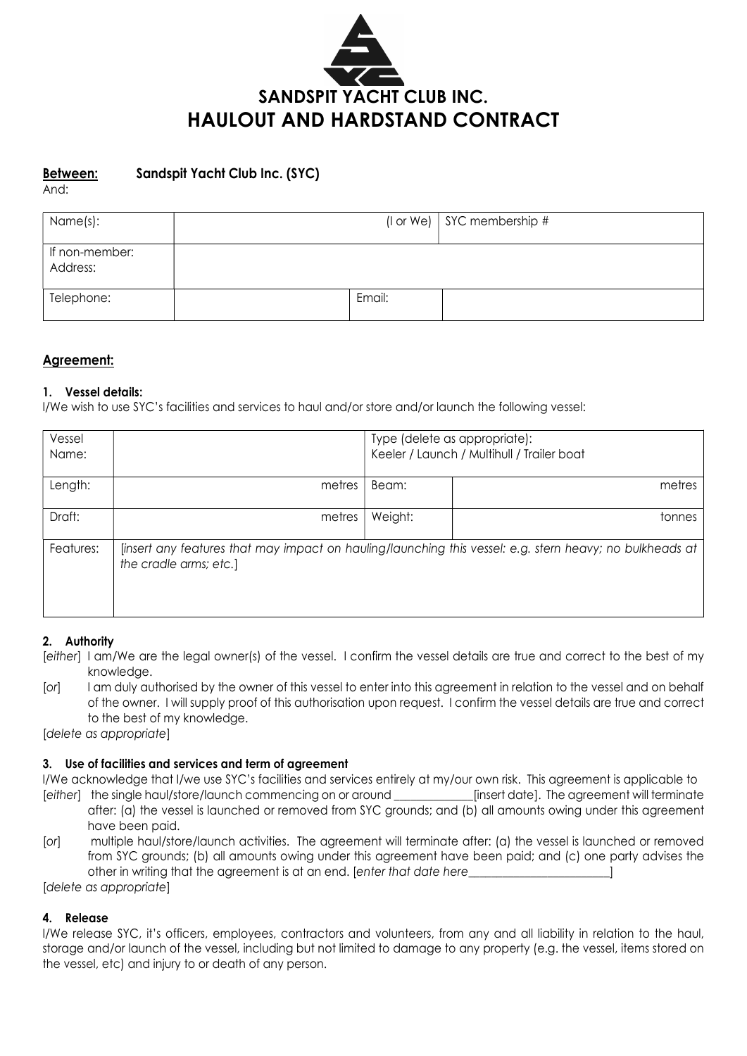# SANDSPIT YACHT CLUB INC.
# HAULOUT AND HARDSTAND CONTRACT

**Between:** **Sandspit Yacht Club Inc. (SYC)**

And:

| Name(s): | | (I or We) | SYC membership # |
|---|---|---|---|
| If non-member: Address: | | | |
| Telephone: | | Email: | |

## Agreement:

### 1. Vessel details:

I/We wish to use SYC's facilities and services to haul and/or store and/or launch the following vessel:

| Vessel Name: | | Type (delete as appropriate): Keeler / Launch / Multihull / Trailer boat | |
|---|---|---|---|
| Length: | metres | Beam: | metres |
| Draft: | metres | Weight: | tonnes |
| Features: | *[insert any features that may impact on hauling/launching this vessel: e.g. stern heavy; no bulkheads at the cradle arms; etc.]* | | |

### 2. Authority

[*either*] I am/We are the legal owner(s) of the vessel. I confirm the vessel details are true and correct to the best of my knowledge.

[*or*] I am duly authorised by the owner of this vessel to enter into this agreement in relation to the vessel and on behalf of the owner. I will supply proof of this authorisation upon request. I confirm the vessel details are true and correct to the best of my knowledge.

[*delete as appropriate*]

### 3. Use of facilities and services and term of agreement

I/We acknowledge that I/we use SYC's facilities and services entirely at my/our own risk. This agreement is applicable to

[*either*] the single haul/store/launch commencing on or around ____________[insert date]. The agreement will terminate after: (a) the vessel is launched or removed from SYC grounds; and (b) all amounts owing under this agreement have been paid.

[*or*] multiple haul/store/launch activities. The agreement will terminate after: (a) the vessel is launched or removed from SYC grounds; (b) all amounts owing under this agreement have been paid; and (c) one party advises the other in writing that the agreement is at an end. [*enter that date here*______________________]

[*delete as appropriate*]

### 4. Release

I/We release SYC, it's officers, employees, contractors and volunteers, from any and all liability in relation to the haul, storage and/or launch of the vessel, including but not limited to damage to any property (e.g. the vessel, items stored on the vessel, etc) and injury to or death of any person.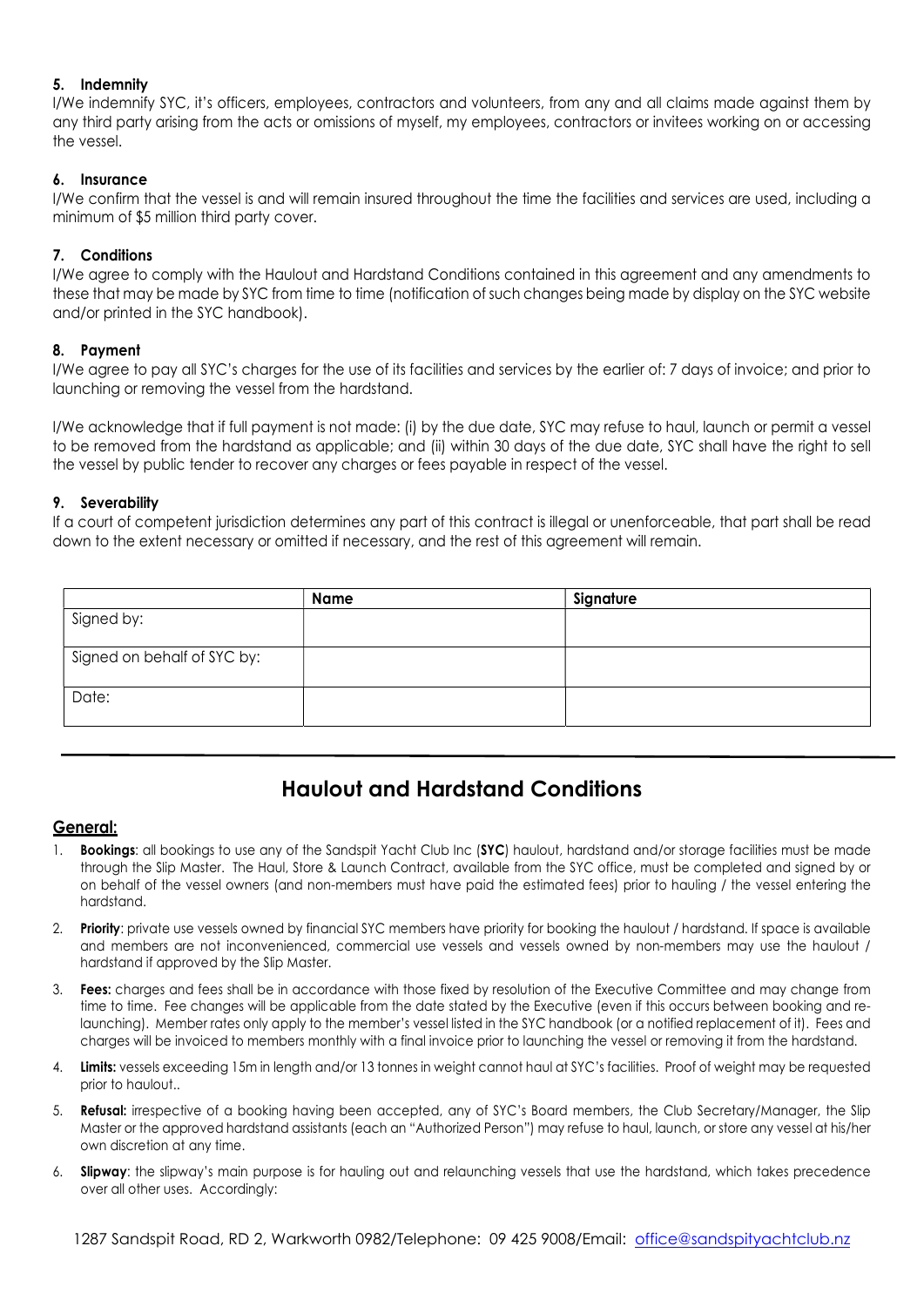**5. Indemnity**

I/We indemnify SYC, it's officers, employees, contractors and volunteers, from any and all claims made against them by any third party arising from the acts or omissions of myself, my employees, contractors or invitees working on or accessing the vessel.

**6. Insurance**

I/We confirm that the vessel is and will remain insured throughout the time the facilities and services are used, including a minimum of $5 million third party cover.

**7. Conditions**

I/We agree to comply with the Haulout and Hardstand Conditions contained in this agreement and any amendments to these that may be made by SYC from time to time (notification of such changes being made by display on the SYC website and/or printed in the SYC handbook).

**8. Payment**

I/We agree to pay all SYC's charges for the use of its facilities and services by the earlier of: 7 days of invoice; and prior to launching or removing the vessel from the hardstand.

I/We acknowledge that if full payment is not made: (i) by the due date, SYC may refuse to haul, launch or permit a vessel to be removed from the hardstand as applicable; and (ii) within 30 days of the due date, SYC shall have the right to sell the vessel by public tender to recover any charges or fees payable in respect of the vessel.

**9. Severability**

If a court of competent jurisdiction determines any part of this contract is illegal or unenforceable, that part shall be read down to the extent necessary or omitted if necessary, and the rest of this agreement will remain.

| | Name | Signature |
|---|---|---|
| Signed by: | | |
| Signed on behalf of SYC by: | | |
| Date: | | |

---

# Haulout and Hardstand Conditions

## General:

1. **Bookings**: all bookings to use any of the Sandspit Yacht Club Inc (**SYC**) haulout, hardstand and/or storage facilities must be made through the Slip Master. The Haul, Store & Launch Contract, available from the SYC office, must be completed and signed by or on behalf of the vessel owners (and non-members must have paid the estimated fees) prior to hauling / the vessel entering the hardstand.
2. **Priority**: private use vessels owned by financial SYC members have priority for booking the haulout / hardstand. If space is available and members are not inconvenienced, commercial use vessels and vessels owned by non-members may use the haulout / hardstand if approved by the Slip Master.
3. **Fees:** charges and fees shall be in accordance with those fixed by resolution of the Executive Committee and may change from time to time. Fee changes will be applicable from the date stated by the Executive (even if this occurs between booking and re-launching). Member rates only apply to the member's vessel listed in the SYC handbook (or a notified replacement of it). Fees and charges will be invoiced to members monthly with a final invoice prior to launching the vessel or removing it from the hardstand.
4. **Limits:** vessels exceeding 15m in length and/or 13 tonnes in weight cannot haul at SYC's facilities. Proof of weight may be requested prior to haulout..
5. **Refusal:** irrespective of a booking having been accepted, any of SYC's Board members, the Club Secretary/Manager, the Slip Master or the approved hardstand assistants (each an "Authorized Person") may refuse to haul, launch, or store any vessel at his/her own discretion at any time.
6. **Slipway**: the slipway's main purpose is for hauling out and relaunching vessels that use the hardstand, which takes precedence over all other uses. Accordingly: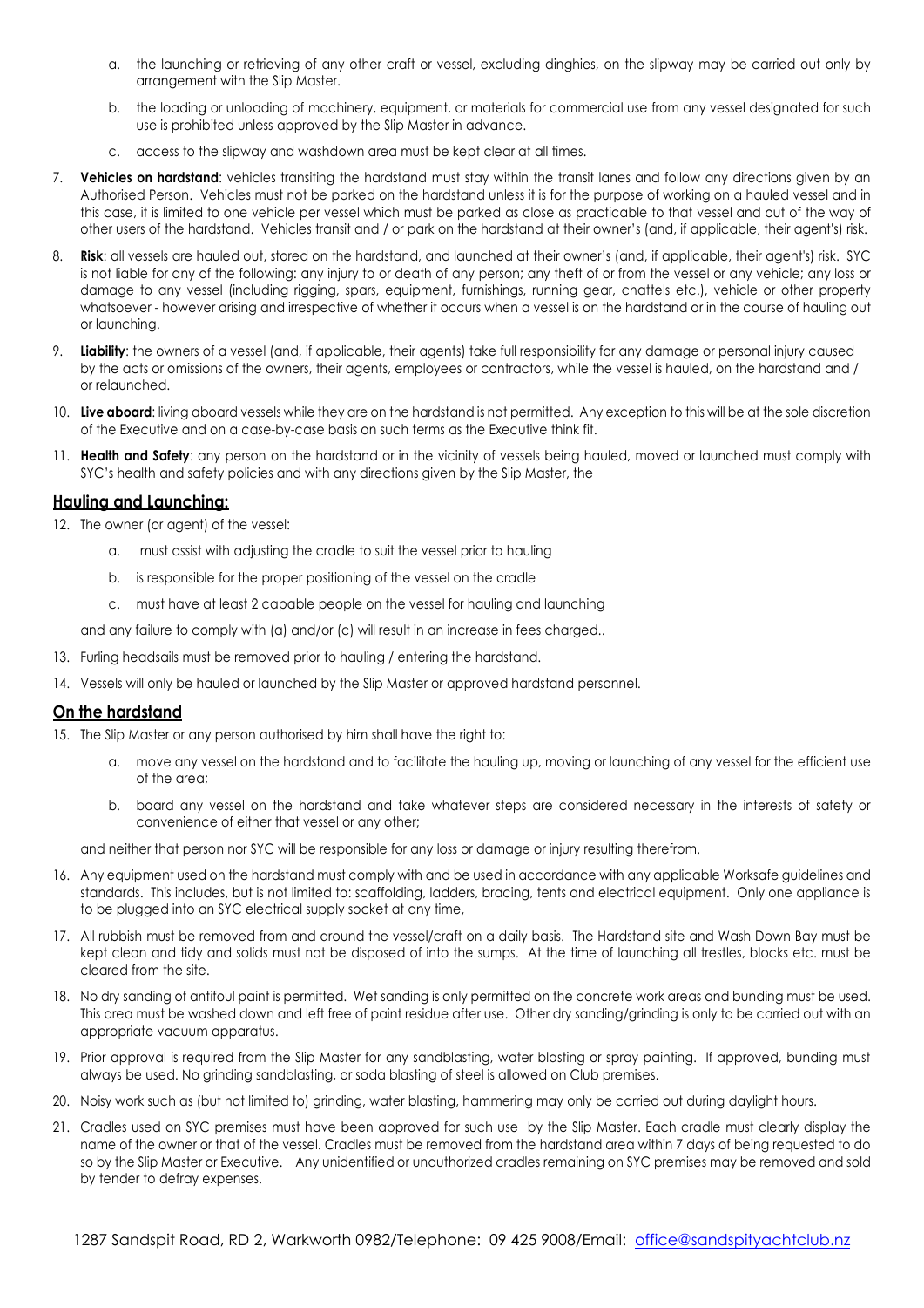a. the launching or retrieving of any other craft or vessel, excluding dinghies, on the slipway may be carried out only by arrangement with the Slip Master.

b. the loading or unloading of machinery, equipment, or materials for commercial use from any vessel designated for such use is prohibited unless approved by the Slip Master in advance.

c. access to the slipway and washdown area must be kept clear at all times.

7. **Vehicles on hardstand**: vehicles transiting the hardstand must stay within the transit lanes and follow any directions given by an Authorised Person. Vehicles must not be parked on the hardstand unless it is for the purpose of working on a hauled vessel and in this case, it is limited to one vehicle per vessel which must be parked as close as practicable to that vessel and out of the way of other users of the hardstand. Vehicles transit and / or park on the hardstand at their owner's (and, if applicable, their agent's) risk.

8. **Risk**: all vessels are hauled out, stored on the hardstand, and launched at their owner's (and, if applicable, their agent's) risk. SYC is not liable for any of the following: any injury to or death of any person; any theft of or from the vessel or any vehicle; any loss or damage to any vessel (including rigging, spars, equipment, furnishings, running gear, chattels etc.), vehicle or other property whatsoever - however arising and irrespective of whether it occurs when a vessel is on the hardstand or in the course of hauling out or launching.

9. **Liability**: the owners of a vessel (and, if applicable, their agents) take full responsibility for any damage or personal injury caused by the acts or omissions of the owners, their agents, employees or contractors, while the vessel is hauled, on the hardstand and / or relaunched.

10. **Live aboard**: living aboard vessels while they are on the hardstand is not permitted. Any exception to this will be at the sole discretion of the Executive and on a case-by-case basis on such terms as the Executive think fit.

11. **Health and Safety**: any person on the hardstand or in the vicinity of vessels being hauled, moved or launched must comply with SYC's health and safety policies and with any directions given by the Slip Master, the

## Hauling and Launching:

12. The owner (or agent) of the vessel:

    a. must assist with adjusting the cradle to suit the vessel prior to hauling

    b. is responsible for the proper positioning of the vessel on the cradle

    c. must have at least 2 capable people on the vessel for hauling and launching

    and any failure to comply with (a) and/or (c) will result in an increase in fees charged..

13. Furling headsails must be removed prior to hauling / entering the hardstand.

14. Vessels will only be hauled or launched by the Slip Master or approved hardstand personnel.

## On the hardstand

15. The Slip Master or any person authorised by him shall have the right to:

    a. move any vessel on the hardstand and to facilitate the hauling up, moving or launching of any vessel for the efficient use of the area;

    b. board any vessel on the hardstand and take whatever steps are considered necessary in the interests of safety or convenience of either that vessel or any other;

    and neither that person nor SYC will be responsible for any loss or damage or injury resulting therefrom.

16. Any equipment used on the hardstand must comply with and be used in accordance with any applicable Worksafe guidelines and standards. This includes, but is not limited to: scaffolding, ladders, bracing, tents and electrical equipment. Only one appliance is to be plugged into an SYC electrical supply socket at any time,

17. All rubbish must be removed from and around the vessel/craft on a daily basis. The Hardstand site and Wash Down Bay must be kept clean and tidy and solids must not be disposed of into the sumps. At the time of launching all trestles, blocks etc. must be cleared from the site.

18. No dry sanding of antifoul paint is permitted. Wet sanding is only permitted on the concrete work areas and bunding must be used. This area must be washed down and left free of paint residue after use. Other dry sanding/grinding is only to be carried out with an appropriate vacuum apparatus.

19. Prior approval is required from the Slip Master for any sandblasting, water blasting or spray painting. If approved, bunding must always be used. No grinding sandblasting, or soda blasting of steel is allowed on Club premises.

20. Noisy work such as (but not limited to) grinding, water blasting, hammering may only be carried out during daylight hours.

21. Cradles used on SYC premises must have been approved for such use by the Slip Master. Each cradle must clearly display the name of the owner or that of the vessel. Cradles must be removed from the hardstand area within 7 days of being requested to do so by the Slip Master or Executive. Any unidentified or unauthorized cradles remaining on SYC premises may be removed and sold by tender to defray expenses.

1287 Sandspit Road, RD 2, Warkworth 0982/Telephone: 09 425 9008/Email: office@sandspityachtclub.nz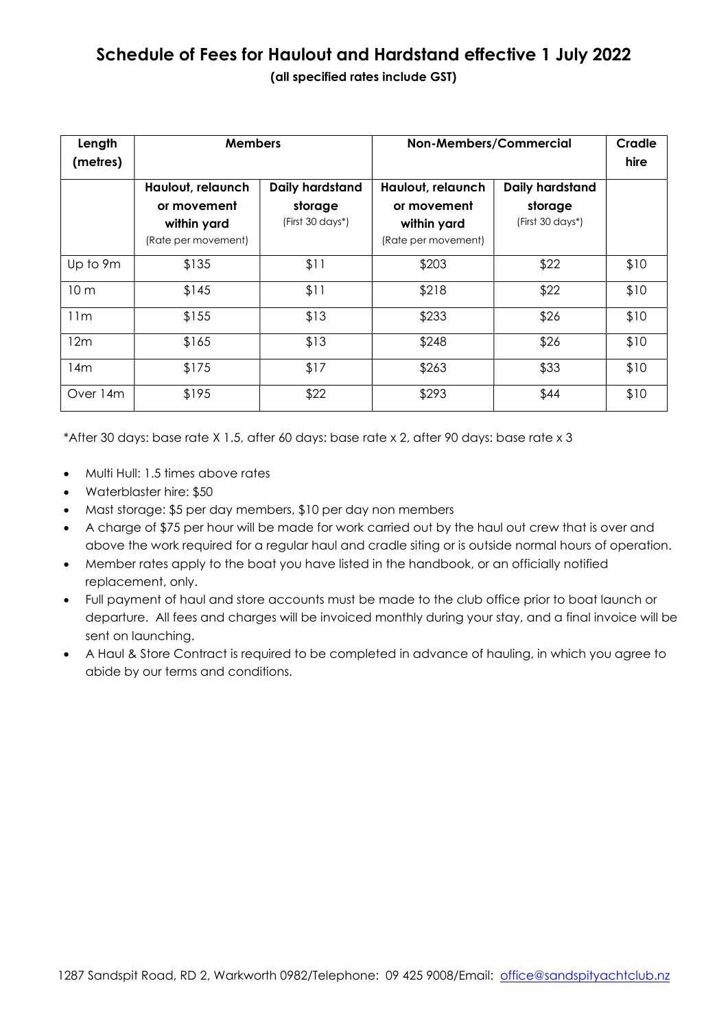# Schedule of Fees for Haulout and Hardstand effective 1 July 2022

**(all specified rates include GST)**

| Length (metres) | Members | | Non-Members/Commercial | | Cradle hire |
|---|---|---|---|---|---|
| | **Haulout, relaunch or movement within yard** (Rate per movement) | **Daily hardstand storage** (First 30 days*) | **Haulout, relaunch or movement within yard** (Rate per movement) | **Daily hardstand storage** (First 30 days*) | |
| Up to 9m | $135 | $11 | $203 | $22 | $10 |
| 10 m | $145 | $11 | $218 | $22 | $10 |
| 11m | $155 | $13 | $233 | $26 | $10 |
| 12m | $165 | $13 | $248 | $26 | $10 |
| 14m | $175 | $17 | $263 | $33 | $10 |
| Over 14m | $195 | $22 | $293 | $44 | $10 |

*After 30 days: base rate X 1.5, after 60 days: base rate x 2, after 90 days: base rate x 3

- Multi Hull: 1.5 times above rates
- Waterblaster hire: $50
- Mast storage: $5 per day members, $10 per day non members
- A charge of $75 per hour will be made for work carried out by the haul out crew that is over and above the work required for a regular haul and cradle siting or is outside normal hours of operation.
- Member rates apply to the boat you have listed in the handbook, or an officially notified replacement, only.
- Full payment of haul and store accounts must be made to the club office prior to boat launch or departure. All fees and charges will be invoiced monthly during your stay, and a final invoice will be sent on launching.
- A Haul & Store Contract is required to be completed in advance of hauling, in which you agree to abide by our terms and conditions.

1287 Sandspit Road, RD 2, Warkworth 0982/Telephone: 09 425 9008/Email: office@sandspityachtclub.nz